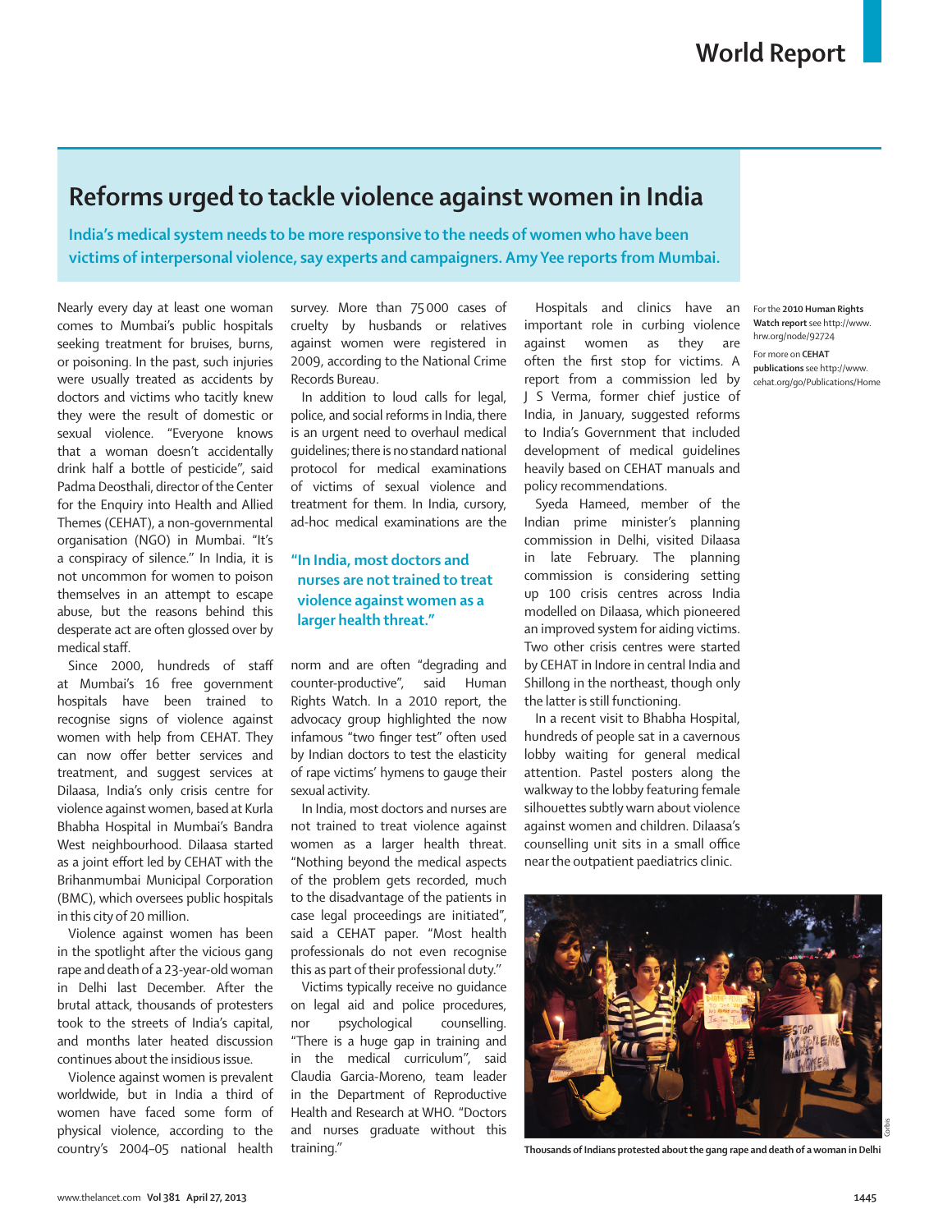# Reforms urged to tackle violence against women in India

**India's medical system needs to be more responsive to the needs of women who have been victims of interpersonal violence, say experts and campaigners. Amy Yee reports from Mumbai.**

Nearly every day at least one woman comes to Mumbai's public hospitals seeking treatment for bruises, burns, or poisoning. In the past, such injuries were usually treated as accidents by doctors and victims who tacitly knew they were the result of domestic or sexual violence. "Everyone knows that a woman doesn't accidentally drink half a bottle of pesticide", said Padma Deosthali, director of the Center for the Enquiry into Health and Allied Themes (CEHAT), a non-governmental organisation (NGO) in Mumbai. "It's a conspiracy of silence." In India, it is not uncommon for women to poison themselves in an attempt to escape abuse, but the reasons behind this desperate act are often glossed over by medical staff.

Since 2000, hundreds of staff at Mumbai's 16 free government hospitals have been trained to recognise signs of violence against women with help from CEHAT. They can now offer better services and treatment, and suggest services at Dilaasa, India's only crisis centre for violence against women, based at Kurla Bhabha Hospital in Mumbai's Bandra West neighbourhood. Dilaasa started as a joint effort led by CEHAT with the Brihanmumbai Municipal Corporation (BMC), which oversees public hospitals in this city of 20 million.

Violence against women has been in the spotlight after the vicious gang rape and death of a 23-year-old woman in Delhi last December. After the brutal attack, thousands of protesters took to the streets of India's capital, and months later heated discussion continues about the insidious issue.

Violence against women is prevalent worldwide, but in India a third of women have faced some form of physical violence, according to the country's 2004–05 national health survey. More than 75 000 cases of cruelty by husbands or relatives against women were registered in 2009, according to the National Crime Records Bureau.

In addition to loud calls for legal, police, and social reforms in India, there is an urgent need to overhaul medical guidelines; there is no standard national protocol for medical examinations of victims of sexual violence and treatment for them. In India, cursory, ad-hoc medical examinations are the norm and are often "degrading and counter-productive", said Human Rights Watch. In a 2010 report, the advocacy group highlighted the now infamous "two finger test" often used by Indian doctors to test the elasticity of rape victims' hymens to gauge their sexual activity.

> "In India, most doctors and nurses are not trained to treat violence against women as a larger health threat."

In India, most doctors and nurses are not trained to treat violence against women as a larger health threat. "Nothing beyond the medical aspects of the problem gets recorded, much to the disadvantage of the patients in case legal proceedings are initiated", said a CEHAT paper. "Most health professionals do not even recognise this as part of their professional duty."

Victims typically receive no guidance on legal aid and police procedures, nor psychological counselling. "There is a huge gap in training and in the medical curriculum", said Claudia Garcia-Moreno, team leader in the Department of Reproductive Health and Research at WHO. "Doctors and nurses graduate without this training."

Hospitals and clinics have an important role in curbing violence against women as they are often the first stop for victims. A report from a commission led by J S Verma, former chief justice of India, in January, suggested reforms to India's Government that included development of medical guidelines heavily based on CEHAT manuals and policy recommendations.

Syeda Hameed, member of the Indian prime minister's planning commission in Delhi, visited Dilaasa in late February. The planning commission is considering setting up 100 crisis centres across India modelled on Dilaasa, which pioneered an improved system for aiding victims. Two other crisis centres were started by CEHAT in Indore in central India and Shillong in the northeast, though only the latter is still functioning.

In a recent visit to Bhabha Hospital, hundreds of people sat in a cavernous lobby waiting for general medical attention. Pastel posters along the walkway to the lobby featuring female silhouettes subtly warn about violence against women and children. Dilaasa's counselling unit sits in a small office near the outpatient paediatrics clinic.

For the **2010 Human Rights Watch report** see http://www.hrw.org/node/92724

For more on **CEHAT publications** see http://www.cehat.org/go/Publications/Home

Thousands of Indians protested about the gang rape and death of a woman in Delhi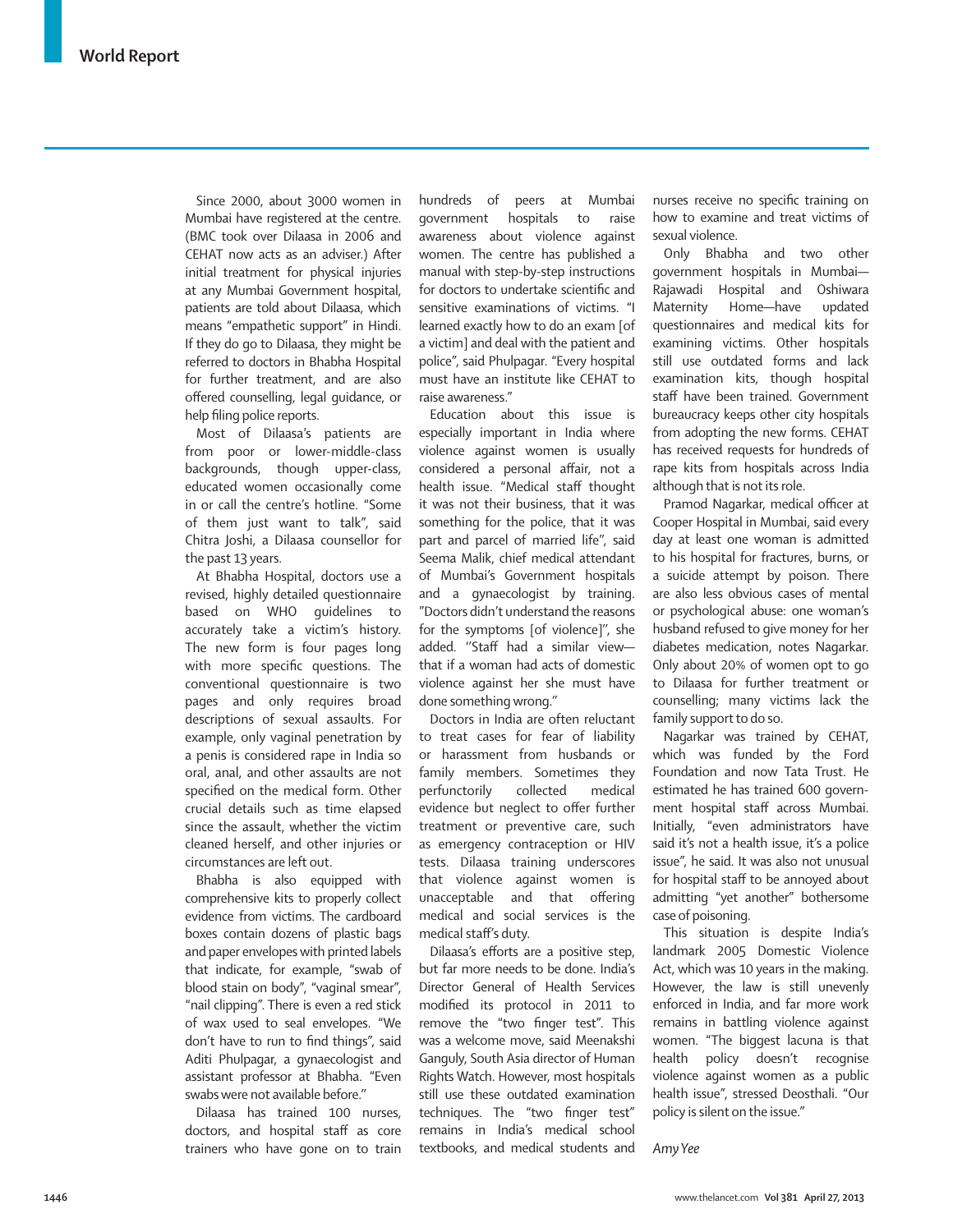Since 2000, about 3000 women in Mumbai have registered at the centre. (BMC took over Dilaasa in 2006 and CEHAT now acts as an adviser.) After initial treatment for physical injuries at any Mumbai Government hospital, patients are told about Dilaasa, which means "empathetic support" in Hindi. If they do go to Dilaasa, they might be referred to doctors in Bhabha Hospital for further treatment, and are also offered counselling, legal guidance, or help filing police reports.

Most of Dilaasa's patients are from poor or lower-middle-class backgrounds, though upper-class, educated women occasionally come in or call the centre's hotline. "Some of them just want to talk", said Chitra Joshi, a Dilaasa counsellor for the past 13 years.

At Bhabha Hospital, doctors use a revised, highly detailed questionnaire based on WHO guidelines to accurately take a victim's history. The new form is four pages long with more specific questions. The conventional questionnaire is two pages and only requires broad descriptions of sexual assaults. For example, only vaginal penetration by a penis is considered rape in India so oral, anal, and other assaults are not specified on the medical form. Other crucial details such as time elapsed since the assault, whether the victim cleaned herself, and other injuries or circumstances are left out.

Bhabha is also equipped with comprehensive kits to properly collect evidence from victims. The cardboard boxes contain dozens of plastic bags and paper envelopes with printed labels that indicate, for example, "swab of blood stain on body", "vaginal smear", "nail clipping". There is even a red stick of wax used to seal envelopes. "We don't have to run to find things", said Aditi Phulpagar, a gynaecologist and assistant professor at Bhabha. "Even swabs were not available before."

Dilaasa has trained 100 nurses, doctors, and hospital staff as core trainers who have gone on to train hundreds of peers at Mumbai government hospitals to raise awareness about violence against women. The centre has published a manual with step-by-step instructions for doctors to undertake scientific and sensitive examinations of victims. "I learned exactly how to do an exam [of a victim] and deal with the patient and police", said Phulpagar. "Every hospital must have an institute like CEHAT to raise awareness."

Education about this issue is especially important in India where violence against women is usually considered a personal affair, not a health issue. "Medical staff thought it was not their business, that it was something for the police, that it was part and parcel of married life", said Seema Malik, chief medical attendant of Mumbai's Government hospitals and a gynaecologist by training. "Doctors didn't understand the reasons for the symptoms [of violence]", she added. "Staff had a similar view—that if a woman had acts of domestic violence against her she must have done something wrong."

Doctors in India are often reluctant to treat cases for fear of liability or harassment from husbands or family members. Sometimes they perfunctorily collected medical evidence but neglect to offer further treatment or preventive care, such as emergency contraception or HIV tests. Dilaasa training underscores that violence against women is unacceptable and that offering medical and social services is the medical staff's duty.

Dilaasa's efforts are a positive step, but far more needs to be done. India's Director General of Health Services modified its protocol in 2011 to remove the "two finger test". This was a welcome move, said Meenakshi Ganguly, South Asia director of Human Rights Watch. However, most hospitals still use these outdated examination techniques. The "two finger test" remains in India's medical school textbooks, and medical students and nurses receive no specific training on how to examine and treat victims of sexual violence.

Only Bhabha and two other government hospitals in Mumbai—Rajawadi Hospital and Oshiwara Maternity Home—have updated questionnaires and medical kits for examining victims. Other hospitals still use outdated forms and lack examination kits, though hospital staff have been trained. Government bureaucracy keeps other city hospitals from adopting the new forms. CEHAT has received requests for hundreds of rape kits from hospitals across India although that is not its role.

Pramod Nagarkar, medical officer at Cooper Hospital in Mumbai, said every day at least one woman is admitted to his hospital for fractures, burns, or a suicide attempt by poison. There are also less obvious cases of mental or psychological abuse: one woman's husband refused to give money for her diabetes medication, notes Nagarkar. Only about 20% of women opt to go to Dilaasa for further treatment or counselling; many victims lack the family support to do so.

Nagarkar was trained by CEHAT, which was funded by the Ford Foundation and now Tata Trust. He estimated he has trained 600 government hospital staff across Mumbai. Initially, "even administrators have said it's not a health issue, it's a police issue", he said. It was also not unusual for hospital staff to be annoyed about admitting "yet another" bothersome case of poisoning.

This situation is despite India's landmark 2005 Domestic Violence Act, which was 10 years in the making. However, the law is still unevenly enforced in India, and far more work remains in battling violence against women. "The biggest lacuna is that health policy doesn't recognise violence against women as a public health issue", stressed Deosthali. "Our policy is silent on the issue."

*Amy Yee*